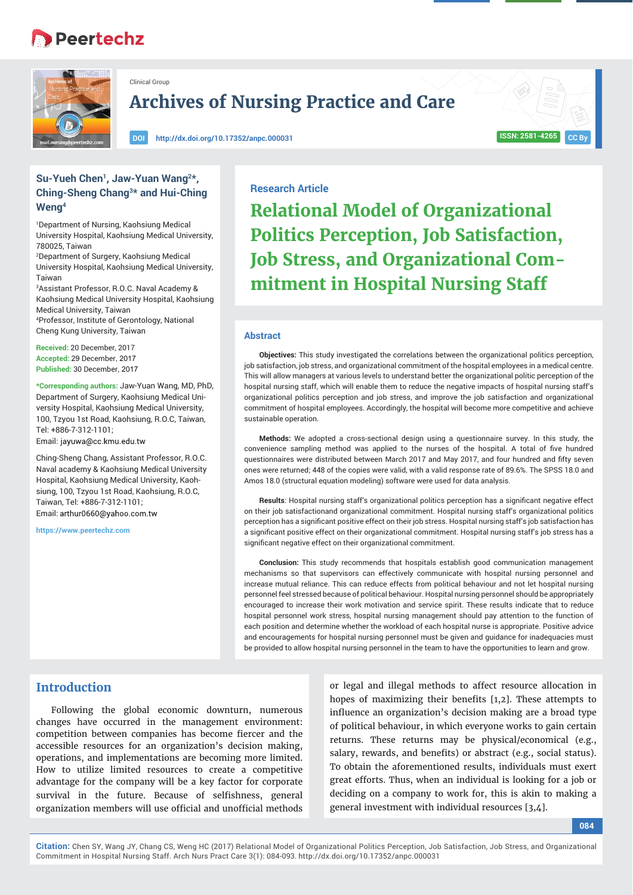Clinical Group

# Archives of Nursing Practice and Care

DOI http://dx.doi.org/10.17352/anpc.000031

ISSN: 2581-4265 CC By

**Su-Yueh Chen[1], Jaw-Yuan Wang[2]\*, Ching-Sheng Chang[3]\* and Hui-Ching Weng[4]**

[1]Department of Nursing, Kaohsiung Medical University Hospital, Kaohsiung Medical University, 780025, Taiwan

[2]Department of Surgery, Kaohsiung Medical University Hospital, Kaohsiung Medical University, Taiwan

[3]Assistant Professor, R.O.C. Naval Academy & Kaohsiung Medical University Hospital, Kaohsiung Medical University, Taiwan

[4]Professor, Institute of Gerontology, National Cheng Kung University, Taiwan

**Received:** 20 December, 2017
**Accepted:** 29 December, 2017
**Published:** 30 December, 2017

**\*Corresponding authors:** Jaw-Yuan Wang, MD, PhD, Department of Surgery, Kaohsiung Medical University Hospital, Kaohsiung Medical University, 100, Tzyou 1st Road, Kaohsiung, R.O.C, Taiwan, Tel: +886-7-312-1101;
Email: jayuwa@cc.kmu.edu.tw

Ching-Sheng Chang, Assistant Professor, R.O.C. Naval academy & Kaohsiung Medical University Hospital, Kaohsiung Medical University, Kaohsiung, 100, Tzyou 1st Road, Kaohsiung, R.O.C, Taiwan, Tel: +886-7-312-1101;
Email: arthur0660@yahoo.com.tw

https://www.peertechz.com

Research Article

# Relational Model of Organizational Politics Perception, Job Satisfaction, Job Stress, and Organizational Commitment in Hospital Nursing Staff

## Abstract

**Objectives:** This study investigated the correlations between the organizational politics perception, job satisfaction, job stress, and organizational commitment of the hospital employees in a medical centre. This will allow managers at various levels to understand better the organizational politic perception of the hospital nursing staff, which will enable them to reduce the negative impacts of hospital nursing staff's organizational politics perception and job stress, and improve the job satisfaction and organizational commitment of hospital employees. Accordingly, the hospital will become more competitive and achieve sustainable operation.

**Methods:** We adopted a cross-sectional design using a questionnaire survey. In this study, the convenience sampling method was applied to the nurses of the hospital. A total of five hundred questionnaires were distributed between March 2017 and May 2017, and four hundred and fifty seven ones were returned; 448 of the copies were valid, with a valid response rate of 89.6%. The SPSS 18.0 and Amos 18.0 (structural equation modeling) software were used for data analysis.

**Results**: Hospital nursing staff's organizational politics perception has a significant negative effect on their job satisfactionand organizational commitment. Hospital nursing staff's organizational politics perception has a significant positive effect on their job stress. Hospital nursing staff's job satisfaction has a significant positive effect on their organizational commitment. Hospital nursing staff's job stress has a significant negative effect on their organizational commitment.

**Conclusion:** This study recommends that hospitals establish good communication management mechanisms so that supervisors can effectively communicate with hospital nursing personnel and increase mutual reliance. This can reduce effects from political behaviour and not let hospital nursing personnel feel stressed because of political behaviour. Hospital nursing personnel should be appropriately encouraged to increase their work motivation and service spirit. These results indicate that to reduce hospital personnel work stress, hospital nursing management should pay attention to the function of each position and determine whether the workload of each hospital nurse is appropriate. Positive advice and encouragements for hospital nursing personnel must be given and guidance for inadequacies must be provided to allow hospital nursing personnel in the team to have the opportunities to learn and grow.

## Introduction

Following the global economic downturn, numerous changes have occurred in the management environment: competition between companies has become fiercer and the accessible resources for an organization's decision making, operations, and implementations are becoming more limited. How to utilize limited resources to create a competitive advantage for the company will be a key factor for corporate survival in the future. Because of selfishness, general organization members will use official and unofficial methods or legal and illegal methods to affect resource allocation in hopes of maximizing their benefits [1,2]. These attempts to influence an organization's decision making are a broad type of political behaviour, in which everyone works to gain certain returns. These returns may be physical/economical (e.g., salary, rewards, and benefits) or abstract (e.g., social status). To obtain the aforementioned results, individuals must exert great efforts. Thus, when an individual is looking for a job or deciding on a company to work for, this is akin to making a general investment with individual resources [3,4].

**Citation:** Chen SY, Wang JY, Chang CS, Weng HC (2017) Relational Model of Organizational Politics Perception, Job Satisfaction, Job Stress, and Organizational Commitment in Hospital Nursing Staff. Arch Nurs Pract Care 3(1): 084-093. http://dx.doi.org/10.17352/anpc.000031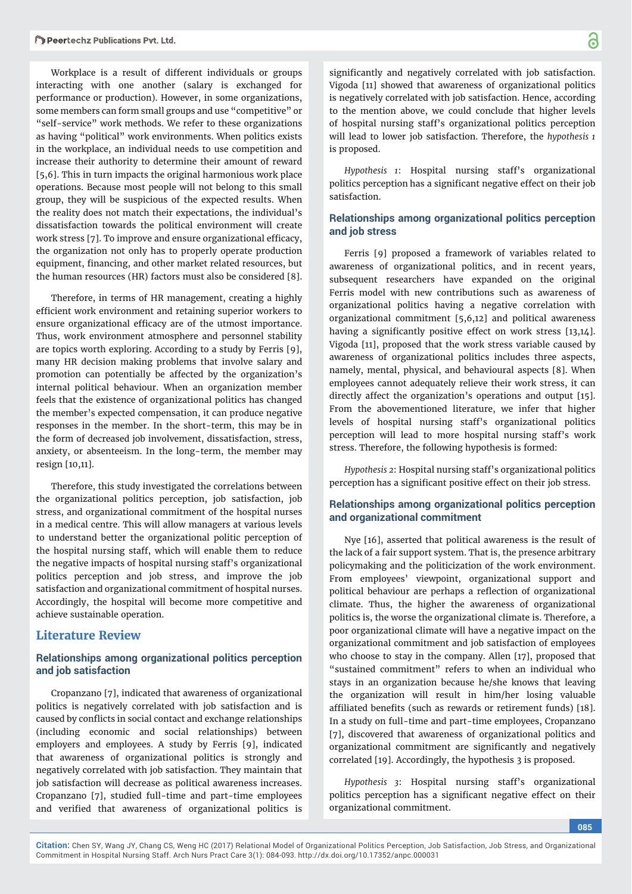Workplace is a result of different individuals or groups interacting with one another (salary is exchanged for performance or production). However, in some organizations, some members can form small groups and use "competitive" or "self-service" work methods. We refer to these organizations as having "political" work environments. When politics exists in the workplace, an individual needs to use competition and increase their authority to determine their amount of reward [5,6]. This in turn impacts the original harmonious work place operations. Because most people will not belong to this small group, they will be suspicious of the expected results. When the reality does not match their expectations, the individual's dissatisfaction towards the political environment will create work stress [7]. To improve and ensure organizational efficacy, the organization not only has to properly operate production equipment, financing, and other market related resources, but the human resources (HR) factors must also be considered [8].

Therefore, in terms of HR management, creating a highly efficient work environment and retaining superior workers to ensure organizational efficacy are of the utmost importance. Thus, work environment atmosphere and personnel stability are topics worth exploring. According to a study by Ferris [9], many HR decision making problems that involve salary and promotion can potentially be affected by the organization's internal political behaviour. When an organization member feels that the existence of organizational politics has changed the member's expected compensation, it can produce negative responses in the member. In the short-term, this may be in the form of decreased job involvement, dissatisfaction, stress, anxiety, or absenteeism. In the long-term, the member may resign [10,11].

Therefore, this study investigated the correlations between the organizational politics perception, job satisfaction, job stress, and organizational commitment of the hospital nurses in a medical centre. This will allow managers at various levels to understand better the organizational politic perception of the hospital nursing staff, which will enable them to reduce the negative impacts of hospital nursing staff's organizational politics perception and job stress, and improve the job satisfaction and organizational commitment of hospital nurses. Accordingly, the hospital will become more competitive and achieve sustainable operation.

## Literature Review

### Relationships among organizational politics perception and job satisfaction

Cropanzano [7], indicated that awareness of organizational politics is negatively correlated with job satisfaction and is caused by conflicts in social contact and exchange relationships (including economic and social relationships) between employers and employees. A study by Ferris [9], indicated that awareness of organizational politics is strongly and negatively correlated with job satisfaction. They maintain that job satisfaction will decrease as political awareness increases. Cropanzano [7], studied full-time and part-time employees and verified that awareness of organizational politics is significantly and negatively correlated with job satisfaction. Vigoda [11] showed that awareness of organizational politics is negatively correlated with job satisfaction. Hence, according to the mention above, we could conclude that higher levels of hospital nursing staff's organizational politics perception will lead to lower job satisfaction. Therefore, the *hypothesis 1* is proposed.

*Hypothesis 1*: Hospital nursing staff's organizational politics perception has a significant negative effect on their job satisfaction.

### Relationships among organizational politics perception and job stress

Ferris [9] proposed a framework of variables related to awareness of organizational politics, and in recent years, subsequent researchers have expanded on the original Ferris model with new contributions such as awareness of organizational politics having a negative correlation with organizational commitment [5,6,12] and political awareness having a significantly positive effect on work stress [13,14]. Vigoda [11], proposed that the work stress variable caused by awareness of organizational politics includes three aspects, namely, mental, physical, and behavioural aspects [8]. When employees cannot adequately relieve their work stress, it can directly affect the organization's operations and output [15]. From the abovementioned literature, we infer that higher levels of hospital nursing staff's organizational politics perception will lead to more hospital nursing staff's work stress. Therefore, the following hypothesis is formed:

*Hypothesis 2*: Hospital nursing staff's organizational politics perception has a significant positive effect on their job stress.

### Relationships among organizational politics perception and organizational commitment

Nye [16], asserted that political awareness is the result of the lack of a fair support system. That is, the presence arbitrary policymaking and the politicization of the work environment. From employees' viewpoint, organizational support and political behaviour are perhaps a reflection of organizational climate. Thus, the higher the awareness of organizational politics is, the worse the organizational climate is. Therefore, a poor organizational climate will have a negative impact on the organizational commitment and job satisfaction of employees who choose to stay in the company. Allen [17], proposed that "sustained commitment" refers to when an individual who stays in an organization because he/she knows that leaving the organization will result in him/her losing valuable affiliated benefits (such as rewards or retirement funds) [18]. In a study on full-time and part-time employees, Cropanzano [7], discovered that awareness of organizational politics and organizational commitment are significantly and negatively correlated [19]. Accordingly, the hypothesis 3 is proposed.

*Hypothesis 3*: Hospital nursing staff's organizational politics perception has a significant negative effect on their organizational commitment.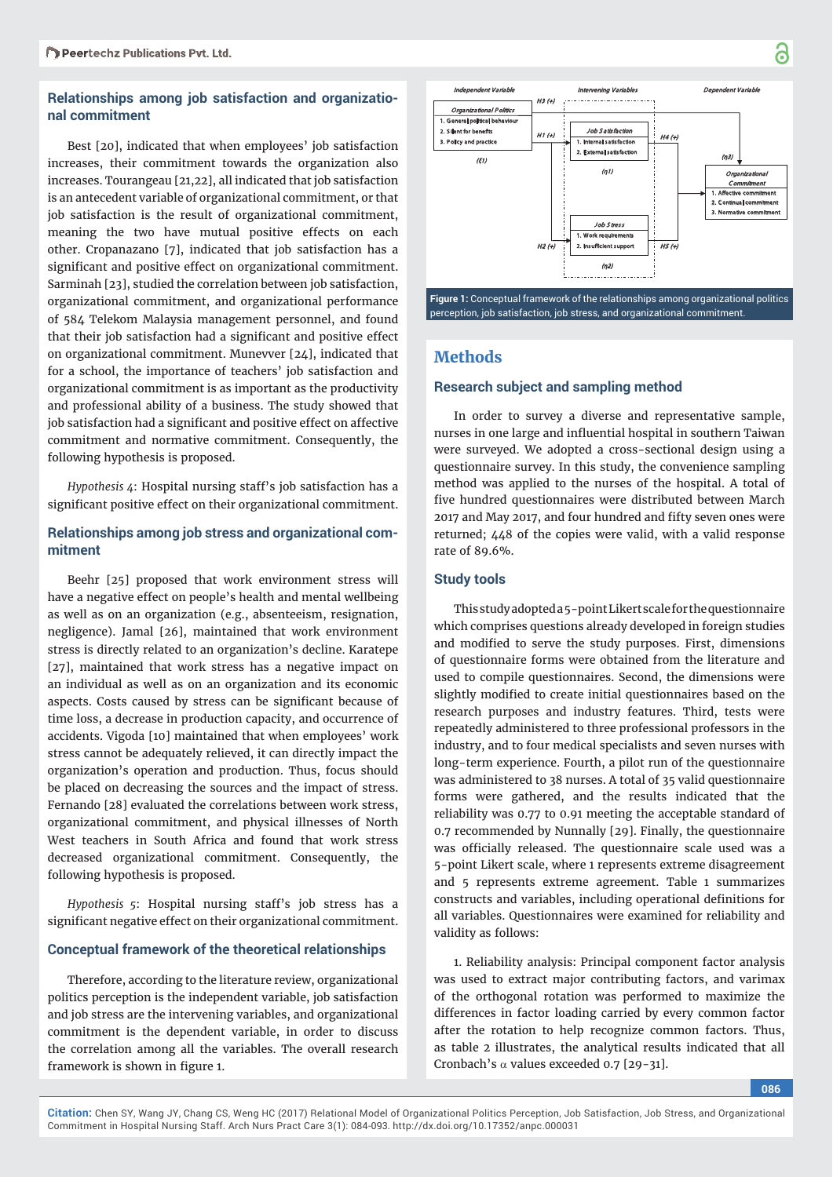## Relationships among job satisfaction and organizational commitment

Best [20], indicated that when employees' job satisfaction increases, their commitment towards the organization also increases. Tourangeau [21,22], all indicated that job satisfaction is an antecedent variable of organizational commitment, or that job satisfaction is the result of organizational commitment, meaning the two have mutual positive effects on each other. Cropanazano [7], indicated that job satisfaction has a significant and positive effect on organizational commitment. Sarminah [23], studied the correlation between job satisfaction, organizational commitment, and organizational performance of 584 Telekom Malaysia management personnel, and found that their job satisfaction had a significant and positive effect on organizational commitment. Munevver [24], indicated that for a school, the importance of teachers' job satisfaction and organizational commitment is as important as the productivity and professional ability of a business. The study showed that job satisfaction had a significant and positive effect on affective commitment and normative commitment. Consequently, the following hypothesis is proposed.

*Hypothesis 4*: Hospital nursing staff's job satisfaction has a significant positive effect on their organizational commitment.

## Relationships among job stress and organizational commitment

Beehr [25] proposed that work environment stress will have a negative effect on people's health and mental wellbeing as well as on an organization (e.g., absenteeism, resignation, negligence). Jamal [26], maintained that work environment stress is directly related to an organization's decline. Karatepe [27], maintained that work stress has a negative impact on an individual as well as on an organization and its economic aspects. Costs caused by stress can be significant because of time loss, a decrease in production capacity, and occurrence of accidents. Vigoda [10] maintained that when employees' work stress cannot be adequately relieved, it can directly impact the organization's operation and production. Thus, focus should be placed on decreasing the sources and the impact of stress. Fernando [28] evaluated the correlations between work stress, organizational commitment, and physical illnesses of North West teachers in South Africa and found that work stress decreased organizational commitment. Consequently, the following hypothesis is proposed.

*Hypothesis 5*: Hospital nursing staff's job stress has a significant negative effect on their organizational commitment.

## Conceptual framework of the theoretical relationships

Therefore, according to the literature review, organizational politics perception is the independent variable, job satisfaction and job stress are the intervening variables, and organizational commitment is the dependent variable, in order to discuss the correlation among all the variables. The overall research framework is shown in figure 1.

**Figure 1:** Conceptual framework of the relationships among organizational politics perception, job satisfaction, job stress, and organizational commitment.

# Methods

## Research subject and sampling method

In order to survey a diverse and representative sample, nurses in one large and influential hospital in southern Taiwan were surveyed. We adopted a cross-sectional design using a questionnaire survey. In this study, the convenience sampling method was applied to the nurses of the hospital. A total of five hundred questionnaires were distributed between March 2017 and May 2017, and four hundred and fifty seven ones were returned; 448 of the copies were valid, with a valid response rate of 89.6%.

## Study tools

This study adopted a 5-point Likert scale for the questionnaire which comprises questions already developed in foreign studies and modified to serve the study purposes. First, dimensions of questionnaire forms were obtained from the literature and used to compile questionnaires. Second, the dimensions were slightly modified to create initial questionnaires based on the research purposes and industry features. Third, tests were repeatedly administered to three professional professors in the industry, and to four medical specialists and seven nurses with long-term experience. Fourth, a pilot run of the questionnaire was administered to 38 nurses. A total of 35 valid questionnaire forms were gathered, and the results indicated that the reliability was 0.77 to 0.91 meeting the acceptable standard of 0.7 recommended by Nunnally [29]. Finally, the questionnaire was officially released. The questionnaire scale used was a 5-point Likert scale, where 1 represents extreme disagreement and 5 represents extreme agreement. Table 1 summarizes constructs and variables, including operational definitions for all variables. Questionnaires were examined for reliability and validity as follows:

1. Reliability analysis: Principal component factor analysis was used to extract major contributing factors, and varimax of the orthogonal rotation was performed to maximize the differences in factor loading carried by every common factor after the rotation to help recognize common factors. Thus, as table 2 illustrates, the analytical results indicated that all Cronbach's $\alpha$ values exceeded 0.7 [29-31].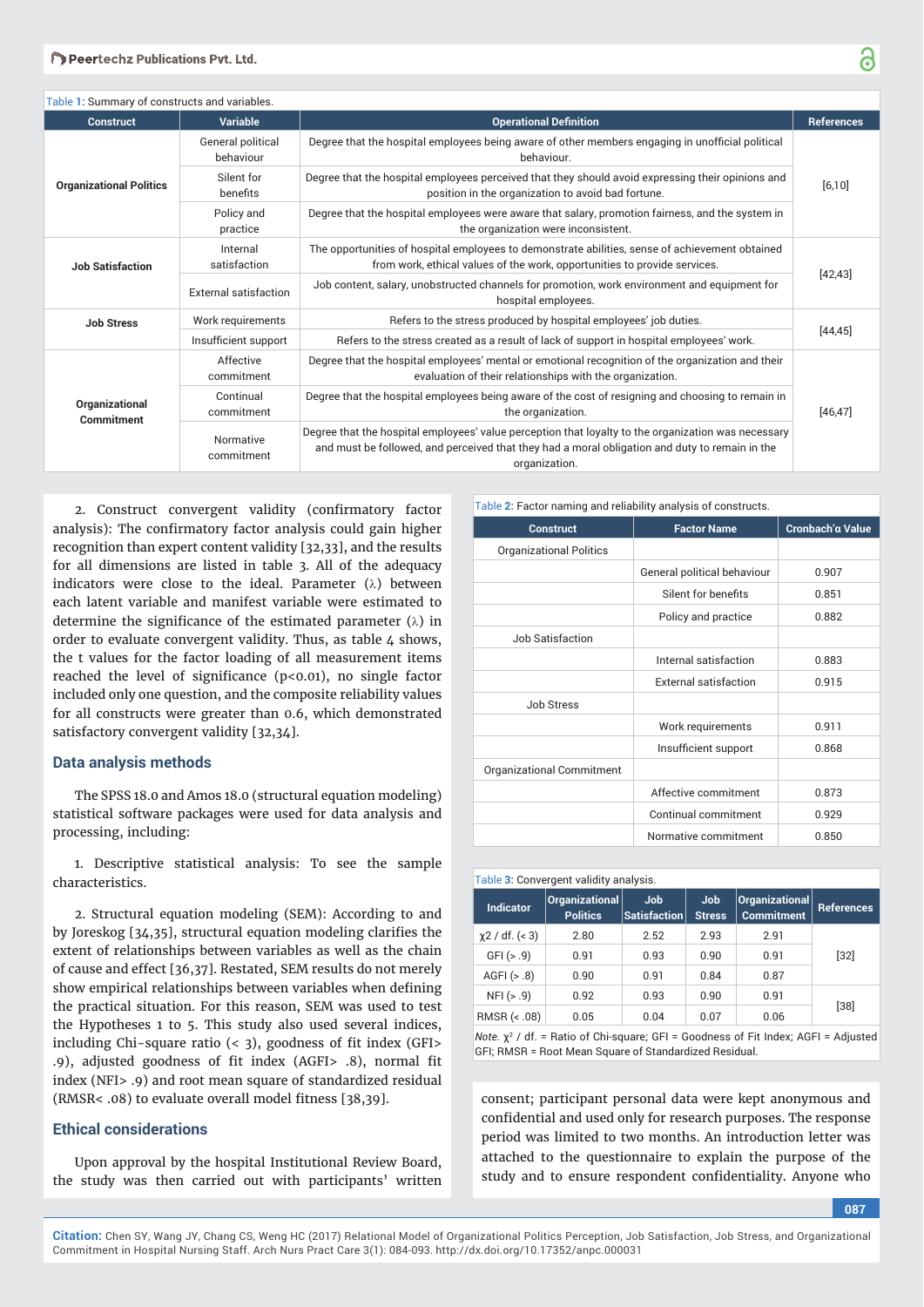Table 1: Summary of constructs and variables.

| Construct | Variable | Operational Definition | References |
|---|---|---|---|
| Organizational Politics | General political behaviour | Degree that the hospital employees being aware of other members engaging in unofficial political behaviour. | [6,10] |
| | Silent for benefits | Degree that the hospital employees perceived that they should avoid expressing their opinions and position in the organization to avoid bad fortune. | |
| | Policy and practice | Degree that the hospital employees were aware that salary, promotion fairness, and the system in the organization were inconsistent. | |
| Job Satisfaction | Internal satisfaction | The opportunities of hospital employees to demonstrate abilities, sense of achievement obtained from work, ethical values of the work, opportunities to provide services. | [42,43] |
| | External satisfaction | Job content, salary, unobstructed channels for promotion, work environment and equipment for hospital employees. | |
| Job Stress | Work requirements | Refers to the stress produced by hospital employees' job duties. | [44,45] |
| | Insufficient support | Refers to the stress created as a result of lack of support in hospital employees' work. | |
| Organizational Commitment | Affective commitment | Degree that the hospital employees' mental or emotional recognition of the organization and their evaluation of their relationships with the organization. | [46,47] |
| | Continual commitment | Degree that the hospital employees being aware of the cost of resigning and choosing to remain in the organization. | |
| | Normative commitment | Degree that the hospital employees' value perception that loyalty to the organization was necessary and must be followed, and perceived that they had a moral obligation and duty to remain in the organization. | |

2. Construct convergent validity (confirmatory factor analysis): The confirmatory factor analysis could gain higher recognition than expert content validity [32,33], and the results for all dimensions are listed in table 3. All of the adequacy indicators were close to the ideal. Parameter ($\lambda$) between each latent variable and manifest variable were estimated to determine the significance of the estimated parameter ($\lambda$) in order to evaluate convergent validity. Thus, as table 4 shows, the t values for the factor loading of all measurement items reached the level of significance ($p<0.01$), no single factor included only one question, and the composite reliability values for all constructs were greater than 0.6, which demonstrated satisfactory convergent validity [32,34].

## Data analysis methods

The SPSS 18.0 and Amos 18.0 (structural equation modeling) statistical software packages were used for data analysis and processing, including:

1. Descriptive statistical analysis: To see the sample characteristics.

2. Structural equation modeling (SEM): According to and by Joreskog [34,35], structural equation modeling clarifies the extent of relationships between variables as well as the chain of cause and effect [36,37]. Restated, SEM results do not merely show empirical relationships between variables when defining the practical situation. For this reason, SEM was used to test the Hypotheses 1 to 5. This study also used several indices, including Chi-square ratio (< 3), goodness of fit index (GFI> .9), adjusted goodness of fit index (AGFI> .8), normal fit index (NFI> .9) and root mean square of standardized residual (RMSR< .08) to evaluate overall model fitness [38,39].

## Ethical considerations

Upon approval by the hospital Institutional Review Board, the study was then carried out with participants' written consent; participant personal data were kept anonymous and confidential and used only for research purposes. The response period was limited to two months. An introduction letter was attached to the questionnaire to explain the purpose of the study and to ensure respondent confidentiality. Anyone who

Table 2: Factor naming and reliability analysis of constructs.

| Construct | Factor Name | Cronbach'α Value |
|---|---|---|
| Organizational Politics | | |
| | General political behaviour | 0.907 |
| | Silent for benefits | 0.851 |
| | Policy and practice | 0.882 |
| Job Satisfaction | | |
| | Internal satisfaction | 0.883 |
| | External satisfaction | 0.915 |
| Job Stress | | |
| | Work requirements | 0.911 |
| | Insufficient support | 0.868 |
| Organizational Commitment | | |
| | Affective commitment | 0.873 |
| | Continual commitment | 0.929 |
| | Normative commitment | 0.850 |

Table 3: Convergent validity analysis.

| Indicator | Organizational Politics | Job Satisfaction | Job Stress | Organizational Commitment | References |
|---|---|---|---|---|---|
| $\chi 2$ / df. (< 3) | 2.80 | 2.52 | 2.93 | 2.91 | [32] |
| GFI (> .9) | 0.91 | 0.93 | 0.90 | 0.91 | |
| AGFI (> .8) | 0.90 | 0.91 | 0.84 | 0.87 | |
| NFI (> .9) | 0.92 | 0.93 | 0.90 | 0.91 | [38] |
| RMSR (< .08) | 0.05 | 0.04 | 0.07 | 0.06 | |

*Note.* $\chi^2$ / df. = Ratio of Chi-square; GFI = Goodness of Fit Index; AGFI = Adjusted GFI; RMSR = Root Mean Square of Standardized Residual.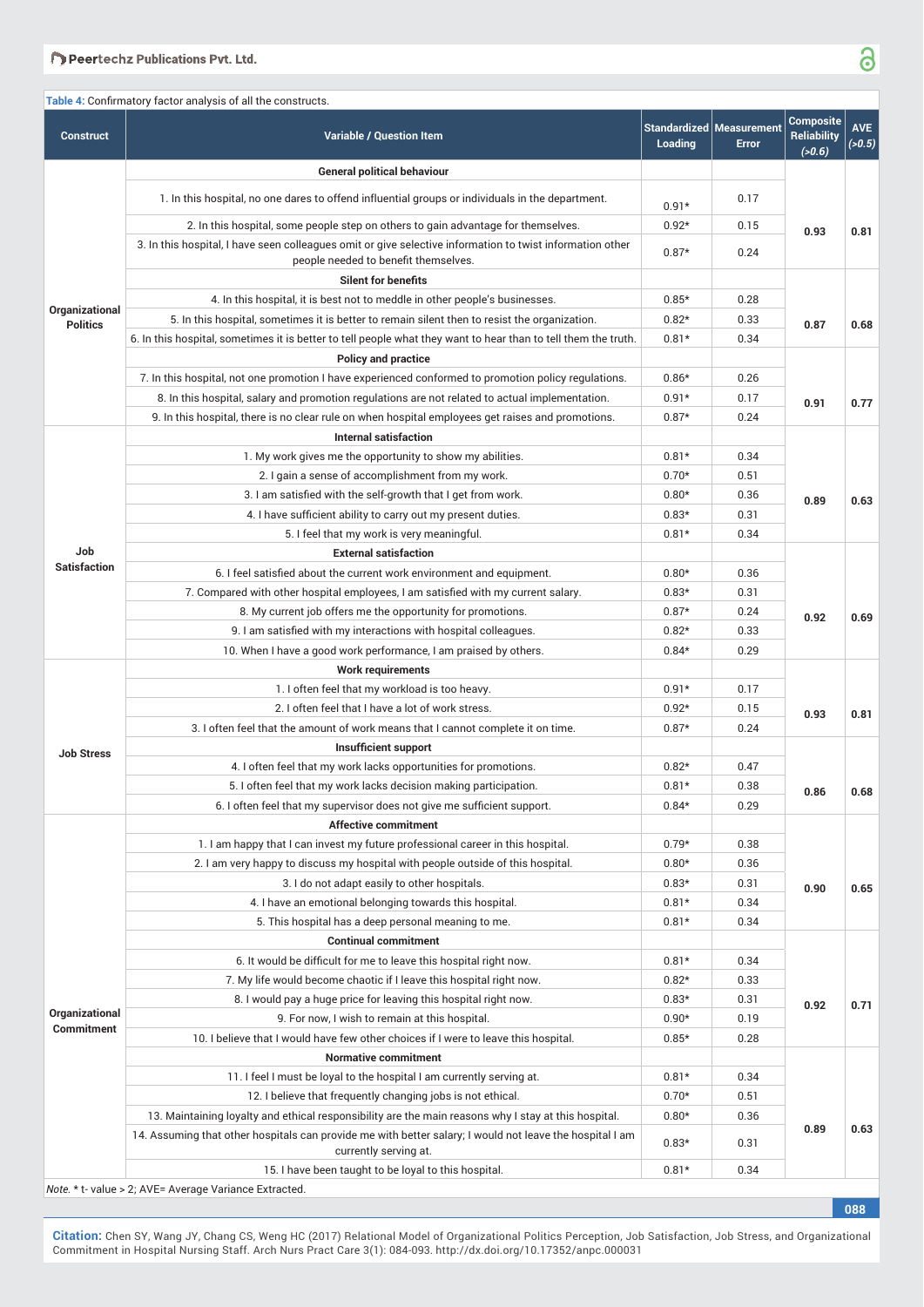Table 4: Confirmatory factor analysis of all the constructs.

| Construct | Variable / Question Item | Standardized Loading | Measurement Error | Composite Reliability (>0.6) | AVE (>0.5) |
|---|---|---|---|---|---|
| Organizational Politics | **General political behaviour** | | | 0.93 | 0.81 |
| | 1. In this hospital, no one dares to offend influential groups or individuals in the department. | 0.91* | 0.17 | | |
| | 2. In this hospital, some people step on others to gain advantage for themselves. | 0.92* | 0.15 | | |
| | 3. In this hospital, I have seen colleagues omit or give selective information to twist information other people needed to benefit themselves. | 0.87* | 0.24 | | |
| | **Silent for benefits** | | | 0.87 | 0.68 |
| | 4. In this hospital, it is best not to meddle in other people's businesses. | 0.85* | 0.28 | | |
| | 5. In this hospital, sometimes it is better to remain silent then to resist the organization. | 0.82* | 0.33 | | |
| | 6. In this hospital, sometimes it is better to tell people what they want to hear than to tell them the truth. | 0.81* | 0.34 | | |
| | **Policy and practice** | | | 0.91 | 0.77 |
| | 7. In this hospital, not one promotion I have experienced conformed to promotion policy regulations. | 0.86* | 0.26 | | |
| | 8. In this hospital, salary and promotion regulations are not related to actual implementation. | 0.91* | 0.17 | | |
| | 9. In this hospital, there is no clear rule on when hospital employees get raises and promotions. | 0.87* | 0.24 | | |
| Job Satisfaction | **Internal satisfaction** | | | 0.89 | 0.63 |
| | 1. My work gives me the opportunity to show my abilities. | 0.81* | 0.34 | | |
| | 2. I gain a sense of accomplishment from my work. | 0.70* | 0.51 | | |
| | 3. I am satisfied with the self-growth that I get from work. | 0.80* | 0.36 | | |
| | 4. I have sufficient ability to carry out my present duties. | 0.83* | 0.31 | | |
| | 5. I feel that my work is very meaningful. | 0.81* | 0.34 | | |
| | **External satisfaction** | | | 0.92 | 0.69 |
| | 6. I feel satisfied about the current work environment and equipment. | 0.80* | 0.36 | | |
| | 7. Compared with other hospital employees, I am satisfied with my current salary. | 0.83* | 0.31 | | |
| | 8. My current job offers me the opportunity for promotions. | 0.87* | 0.24 | | |
| | 9. I am satisfied with my interactions with hospital colleagues. | 0.82* | 0.33 | | |
| | 10. When I have a good work performance, I am praised by others. | 0.84* | 0.29 | | |
| Job Stress | **Work requirements** | | | 0.93 | 0.81 |
| | 1. I often feel that my workload is too heavy. | 0.91* | 0.17 | | |
| | 2. I often feel that I have a lot of work stress. | 0.92* | 0.15 | | |
| | 3. I often feel that the amount of work means that I cannot complete it on time. | 0.87* | 0.24 | | |
| | **Insufficient support** | | | 0.86 | 0.68 |
| | 4. I often feel that my work lacks opportunities for promotions. | 0.82* | 0.47 | | |
| | 5. I often feel that my work lacks decision making participation. | 0.81* | 0.38 | | |
| | 6. I often feel that my supervisor does not give me sufficient support. | 0.84* | 0.29 | | |
| Organizational Commitment | **Affective commitment** | | | 0.90 | 0.65 |
| | 1. I am happy that I can invest my future professional career in this hospital. | 0.79* | 0.38 | | |
| | 2. I am very happy to discuss my hospital with people outside of this hospital. | 0.80* | 0.36 | | |
| | 3. I do not adapt easily to other hospitals. | 0.83* | 0.31 | | |
| | 4. I have an emotional belonging towards this hospital. | 0.81* | 0.34 | | |
| | 5. This hospital has a deep personal meaning to me. | 0.81* | 0.34 | | |
| | **Continual commitment** | | | 0.92 | 0.71 |
| | 6. It would be difficult for me to leave this hospital right now. | 0.81* | 0.34 | | |
| | 7. My life would become chaotic if I leave this hospital right now. | 0.82* | 0.33 | | |
| | 8. I would pay a huge price for leaving this hospital right now. | 0.83* | 0.31 | | |
| | 9. For now, I wish to remain at this hospital. | 0.90* | 0.19 | | |
| | 10. I believe that I would have few other choices if I were to leave this hospital. | 0.85* | 0.28 | | |
| | **Normative commitment** | | | 0.89 | 0.63 |
| | 11. I feel I must be loyal to the hospital I am currently serving at. | 0.81* | 0.34 | | |
| | 12. I believe that frequently changing jobs is not ethical. | 0.70* | 0.51 | | |
| | 13. Maintaining loyalty and ethical responsibility are the main reasons why I stay at this hospital. | 0.80* | 0.36 | | |
| | 14. Assuming that other hospitals can provide me with better salary; I would not leave the hospital I am currently serving at. | 0.83* | 0.31 | | |
| | 15. I have been taught to be loyal to this hospital. | 0.81* | 0.34 | | |

*Note.* * t- value > 2; AVE= Average Variance Extracted.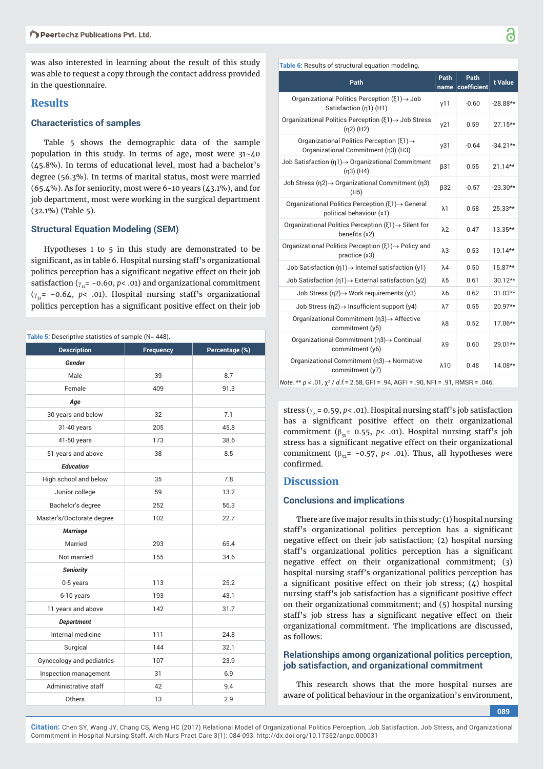was also interested in learning about the result of this study was able to request a copy through the contact address provided in the questionnaire.

## Results

### Characteristics of samples

Table 5 shows the demographic data of the sample population in this study. In terms of age, most were 31~40 (45.8%). In terms of educational level, most had a bachelor's degree (56.3%). In terms of marital status, most were married (65.4%). As for seniority, most were 6-10 years (43.1%), and for job department, most were working in the surgical department (32.1%) (Table 5).

### Structural Equation Modeling (SEM)

Hypotheses 1 to 5 in this study are demonstrated to be significant, as in table 6. Hospital nursing staff's organizational politics perception has a significant negative effect on their job satisfaction ($\gamma_{11}$= -0.60, $p$< .01) and organizational commitment ($\gamma_{31}$= -0.64, $p$< .01). Hospital nursing staff's organizational politics perception has a significant positive effect on their job stress ($\gamma_{21}$= 0.59, $p$< .01). Hospital nursing staff's job satisfaction has a significant positive effect on their organizational commitment ($\beta_{31}$= 0.55, $p$< .01). Hospital nursing staff's job stress has a significant negative effect on their organizational commitment ($\beta_{32}$= -0.57, $p$< .01). Thus, all hypotheses were confirmed.

**Table 5:** Descriptive statistics of sample (N= 448).

| Description | Frequency | Percentage (%) |
|---|---|---|
| ***Gender*** | | |
| Male | 39 | 8.7 |
| Female | 409 | 91.3 |
| ***Age*** | | |
| 30 years and below | 32 | 7.1 |
| 31-40 years | 205 | 45.8 |
| 41-50 years | 173 | 38.6 |
| 51 years and above | 38 | 8.5 |
| ***Education*** | | |
| High school and below | 35 | 7.8 |
| Junior college | 59 | 13.2 |
| Bachelor's degree | 252 | 56.3 |
| Master's/Doctorate degree | 102 | 22.7 |
| ***Marriage*** | | |
| Married | 293 | 65.4 |
| Not married | 155 | 34.6 |
| ***Seniority*** | | |
| 0-5 years | 113 | 25.2 |
| 6-10 years | 193 | 43.1 |
| 11 years and above | 142 | 31.7 |
| ***Department*** | | |
| Internal medicine | 111 | 24.8 |
| Surgical | 144 | 32.1 |
| Gynecology and pediatrics | 107 | 23.9 |
| Inspection management | 31 | 6.9 |
| Administrative staff | 42 | 9.4 |
| Others | 13 | 2.9 |

**Table 6:** Results of structural equation modeling.

| Path | Path name | Path coefficient | t Value |
|---|---|---|---|
| Organizational Politics Perception (ξ1)→ Job Satisfaction (η1) (H1) | γ11 | -0.60 | -28.88** |
| Organizational Politics Perception (ξ1)→ Job Stress (η2) (H2) | γ21 | 0.59 | 27.15** |
| Organizational Politics Perception (ξ1)→ Organizational Commitment (η3) (H3) | γ31 | -0.64 | -34.21** |
| Job Satisfaction (η1)→ Organizational Commitment (η3) (H4) | β31 | 0.55 | 21.14** |
| Job Stress (η2)→ Organizational Commitment (η3) (H5) | β32 | -0.57 | -23.30** |
| Organizational Politics Perception (ξ1)→ General political behaviour (x1) | λ1 | 0.58 | 25.33** |
| Organizational Politics Perception (ξ1)→ Silent for benefits (x2) | λ2 | 0.47 | 13.35** |
| Organizational Politics Perception (ξ1)→ Policy and practice (x3) | λ3 | 0.53 | 19.14** |
| Job Satisfaction (η1)→ Internal satisfaction (y1) | λ4 | 0.50 | 15.87** |
| Job Satisfaction (η1)→ External satisfaction (y2) | λ5 | 0.61 | 30.12** |
| Job Stress (η2)→ Work requirements (y3) | λ6 | 0.62 | 31.03** |
| Job Stress (η2)→ Insufficient support (y4) | λ7 | 0.55 | 20.97** |
| Organizational Commitment (η3)→ Affective commitment (y5) | λ8 | 0.52 | 17.06** |
| Organizational Commitment (η3)→ Continual commitment (y6) | λ9 | 0.60 | 29.01** |
| Organizational Commitment (η3)→ Normative commitment (y7) | λ10 | 0.48 | 14.08** |

*Note.* ** $p$ < .01, $\chi^2$ / $d.f.$= 2.58, GFI = .94, AGFI = .90, NFI = .91, RMSR = .046.

## Discussion

### Conclusions and implications

There are five major results in this study: (1) hospital nursing staff's organizational politics perception has a significant negative effect on their job satisfaction; (2) hospital nursing staff's organizational politics perception has a significant negative effect on their organizational commitment; (3) hospital nursing staff's organizational politics perception has a significant positive effect on their job stress; (4) hospital nursing staff's job satisfaction has a significant positive effect on their organizational commitment; and (5) hospital nursing staff's job stress has a significant negative effect on their organizational commitment. The implications are discussed, as follows:

### Relationships among organizational politics perception, job satisfaction, and organizational commitment

This research shows that the more hospital nurses are aware of political behaviour in the organization's environment,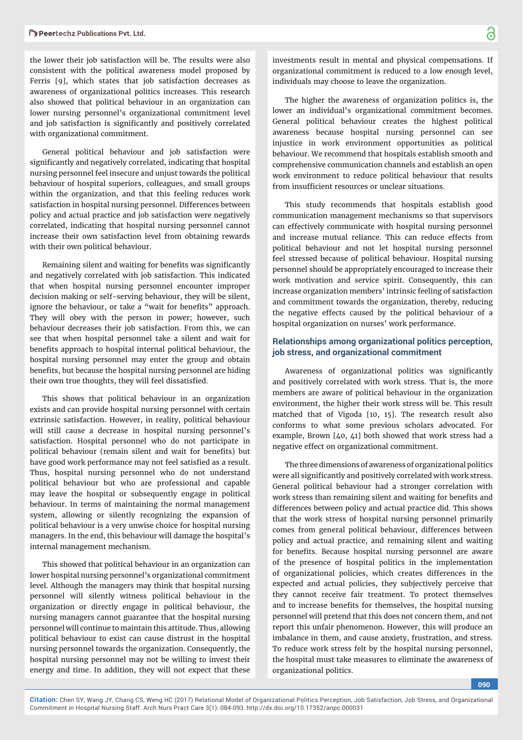the lower their job satisfaction will be. The results were also consistent with the political awareness model proposed by Ferris [9], which states that job satisfaction decreases as awareness of organizational politics increases. This research also showed that political behaviour in an organization can lower nursing personnel's organizational commitment level and job satisfaction is significantly and positively correlated with organizational commitment.

General political behaviour and job satisfaction were significantly and negatively correlated, indicating that hospital nursing personnel feel insecure and unjust towards the political behaviour of hospital superiors, colleagues, and small groups within the organization, and that this feeling reduces work satisfaction in hospital nursing personnel. Differences between policy and actual practice and job satisfaction were negatively correlated, indicating that hospital nursing personnel cannot increase their own satisfaction level from obtaining rewards with their own political behaviour.

Remaining silent and waiting for benefits was significantly and negatively correlated with job satisfaction. This indicated that when hospital nursing personnel encounter improper decision making or self-serving behaviour, they will be silent, ignore the behaviour, or take a "wait for benefits" approach. They will obey with the person in power; however, such behaviour decreases their job satisfaction. From this, we can see that when hospital personnel take a silent and wait for benefits approach to hospital internal political behaviour, the hospital nursing personnel may enter the group and obtain benefits, but because the hospital nursing personnel are hiding their own true thoughts, they will feel dissatisfied.

This shows that political behaviour in an organization exists and can provide hospital nursing personnel with certain extrinsic satisfaction. However, in reality, political behaviour will still cause a decrease in hospital nursing personnel's satisfaction. Hospital personnel who do not participate in political behaviour (remain silent and wait for benefits) but have good work performance may not feel satisfied as a result. Thus, hospital nursing personnel who do not understand political behaviour but who are professional and capable may leave the hospital or subsequently engage in political behaviour. In terms of maintaining the normal management system, allowing or silently recognizing the expansion of political behaviour is a very unwise choice for hospital nursing managers. In the end, this behaviour will damage the hospital's internal management mechanism.

This showed that political behaviour in an organization can lower hospital nursing personnel's organizational commitment level. Although the managers may think that hospital nursing personnel will silently witness political behaviour in the organization or directly engage in political behaviour, the nursing managers cannot guarantee that the hospital nursing personnel will continue to maintain this attitude. Thus, allowing political behaviour to exist can cause distrust in the hospital nursing personnel towards the organization. Consequently, the hospital nursing personnel may not be willing to invest their energy and time. In addition, they will not expect that these investments result in mental and physical compensations. If organizational commitment is reduced to a low enough level, individuals may choose to leave the organization.

The higher the awareness of organization politics is, the lower an individual's organizational commitment becomes. General political behaviour creates the highest political awareness because hospital nursing personnel can see injustice in work environment opportunities as political behaviour. We recommend that hospitals establish smooth and comprehensive communication channels and establish an open work environment to reduce political behaviour that results from insufficient resources or unclear situations.

This study recommends that hospitals establish good communication management mechanisms so that supervisors can effectively communicate with hospital nursing personnel and increase mutual reliance. This can reduce effects from political behaviour and not let hospital nursing personnel feel stressed because of political behaviour. Hospital nursing personnel should be appropriately encouraged to increase their work motivation and service spirit. Consequently, this can increase organization members' intrinsic feeling of satisfaction and commitment towards the organization, thereby, reducing the negative effects caused by the political behaviour of a hospital organization on nurses' work performance.

### Relationships among organizational politics perception, job stress, and organizational commitment

Awareness of organizational politics was significantly and positively correlated with work stress. That is, the more members are aware of political behaviour in the organization environment, the higher their work stress will be. This result matched that of Vigoda [10, 15]. The research result also conforms to what some previous scholars advocated. For example, Brown [40, 41] both showed that work stress had a negative effect on organizational commitment.

The three dimensions of awareness of organizational politics were all significantly and positively correlated with work stress. General political behaviour had a stronger correlation with work stress than remaining silent and waiting for benefits and differences between policy and actual practice did. This shows that the work stress of hospital nursing personnel primarily comes from general political behaviour, differences between policy and actual practice, and remaining silent and waiting for benefits. Because hospital nursing personnel are aware of the presence of hospital politics in the implementation of organizational policies, which creates differences in the expected and actual policies, they subjectively perceive that they cannot receive fair treatment. To protect themselves and to increase benefits for themselves, the hospital nursing personnel will pretend that this does not concern them, and not report this unfair phenomenon. However, this will produce an imbalance in them, and cause anxiety, frustration, and stress. To reduce work stress felt by the hospital nursing personnel, the hospital must take measures to eliminate the awareness of organizational politics.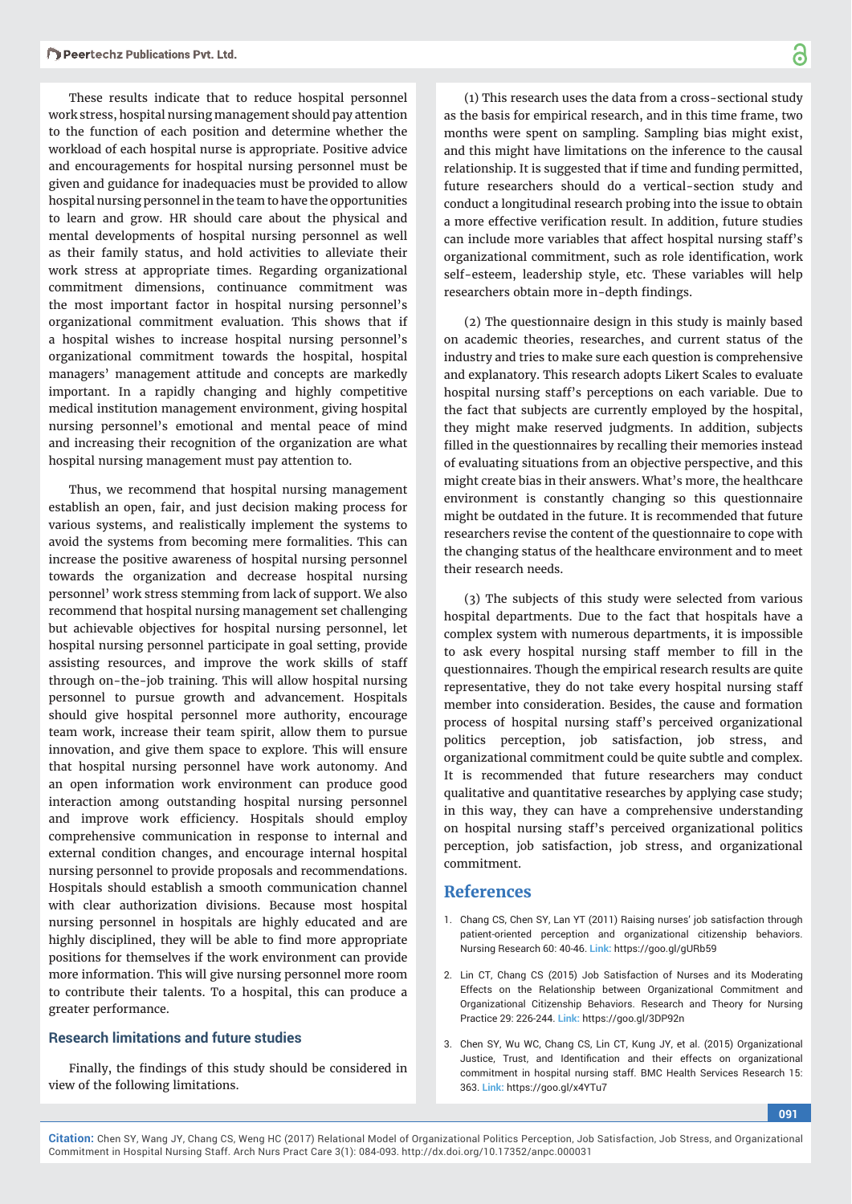These results indicate that to reduce hospital personnel work stress, hospital nursing management should pay attention to the function of each position and determine whether the workload of each hospital nurse is appropriate. Positive advice and encouragements for hospital nursing personnel must be given and guidance for inadequacies must be provided to allow hospital nursing personnel in the team to have the opportunities to learn and grow. HR should care about the physical and mental developments of hospital nursing personnel as well as their family status, and hold activities to alleviate their work stress at appropriate times. Regarding organizational commitment dimensions, continuance commitment was the most important factor in hospital nursing personnel's organizational commitment evaluation. This shows that if a hospital wishes to increase hospital nursing personnel's organizational commitment towards the hospital, hospital managers' management attitude and concepts are markedly important. In a rapidly changing and highly competitive medical institution management environment, giving hospital nursing personnel's emotional and mental peace of mind and increasing their recognition of the organization are what hospital nursing management must pay attention to.

Thus, we recommend that hospital nursing management establish an open, fair, and just decision making process for various systems, and realistically implement the systems to avoid the systems from becoming mere formalities. This can increase the positive awareness of hospital nursing personnel towards the organization and decrease hospital nursing personnel' work stress stemming from lack of support. We also recommend that hospital nursing management set challenging but achievable objectives for hospital nursing personnel, let hospital nursing personnel participate in goal setting, provide assisting resources, and improve the work skills of staff through on-the-job training. This will allow hospital nursing personnel to pursue growth and advancement. Hospitals should give hospital personnel more authority, encourage team work, increase their team spirit, allow them to pursue innovation, and give them space to explore. This will ensure that hospital nursing personnel have work autonomy. And an open information work environment can produce good interaction among outstanding hospital nursing personnel and improve work efficiency. Hospitals should employ comprehensive communication in response to internal and external condition changes, and encourage internal hospital nursing personnel to provide proposals and recommendations. Hospitals should establish a smooth communication channel with clear authorization divisions. Because most hospital nursing personnel in hospitals are highly educated and are highly disciplined, they will be able to find more appropriate positions for themselves if the work environment can provide more information. This will give nursing personnel more room to contribute their talents. To a hospital, this can produce a greater performance.

### Research limitations and future studies

Finally, the findings of this study should be considered in view of the following limitations.

(1) This research uses the data from a cross-sectional study as the basis for empirical research, and in this time frame, two months were spent on sampling. Sampling bias might exist, and this might have limitations on the inference to the causal relationship. It is suggested that if time and funding permitted, future researchers should do a vertical-section study and conduct a longitudinal research probing into the issue to obtain a more effective verification result. In addition, future studies can include more variables that affect hospital nursing staff's organizational commitment, such as role identification, work self-esteem, leadership style, etc. These variables will help researchers obtain more in-depth findings.

(2) The questionnaire design in this study is mainly based on academic theories, researches, and current status of the industry and tries to make sure each question is comprehensive and explanatory. This research adopts Likert Scales to evaluate hospital nursing staff's perceptions on each variable. Due to the fact that subjects are currently employed by the hospital, they might make reserved judgments. In addition, subjects filled in the questionnaires by recalling their memories instead of evaluating situations from an objective perspective, and this might create bias in their answers. What's more, the healthcare environment is constantly changing so this questionnaire might be outdated in the future. It is recommended that future researchers revise the content of the questionnaire to cope with the changing status of the healthcare environment and to meet their research needs.

(3) The subjects of this study were selected from various hospital departments. Due to the fact that hospitals have a complex system with numerous departments, it is impossible to ask every hospital nursing staff member to fill in the questionnaires. Though the empirical research results are quite representative, they do not take every hospital nursing staff member into consideration. Besides, the cause and formation process of hospital nursing staff's perceived organizational politics perception, job satisfaction, job stress, and organizational commitment could be quite subtle and complex. It is recommended that future researchers may conduct qualitative and quantitative researches by applying case study; in this way, they can have a comprehensive understanding on hospital nursing staff's perceived organizational politics perception, job satisfaction, job stress, and organizational commitment.

## References

1. Chang CS, Chen SY, Lan YT (2011) Raising nurses' job satisfaction through patient-oriented perception and organizational citizenship behaviors. Nursing Research 60: 40-46. **Link:** https://goo.gl/gURb59
2. Lin CT, Chang CS (2015) Job Satisfaction of Nurses and its Moderating Effects on the Relationship between Organizational Commitment and Organizational Citizenship Behaviors. Research and Theory for Nursing Practice 29: 226-244. **Link:** https://goo.gl/3DP92n
3. Chen SY, Wu WC, Chang CS, Lin CT, Kung JY, et al. (2015) Organizational Justice, Trust, and Identification and their effects on organizational commitment in hospital nursing staff. BMC Health Services Research 15: 363. **Link:** https://goo.gl/x4YTu7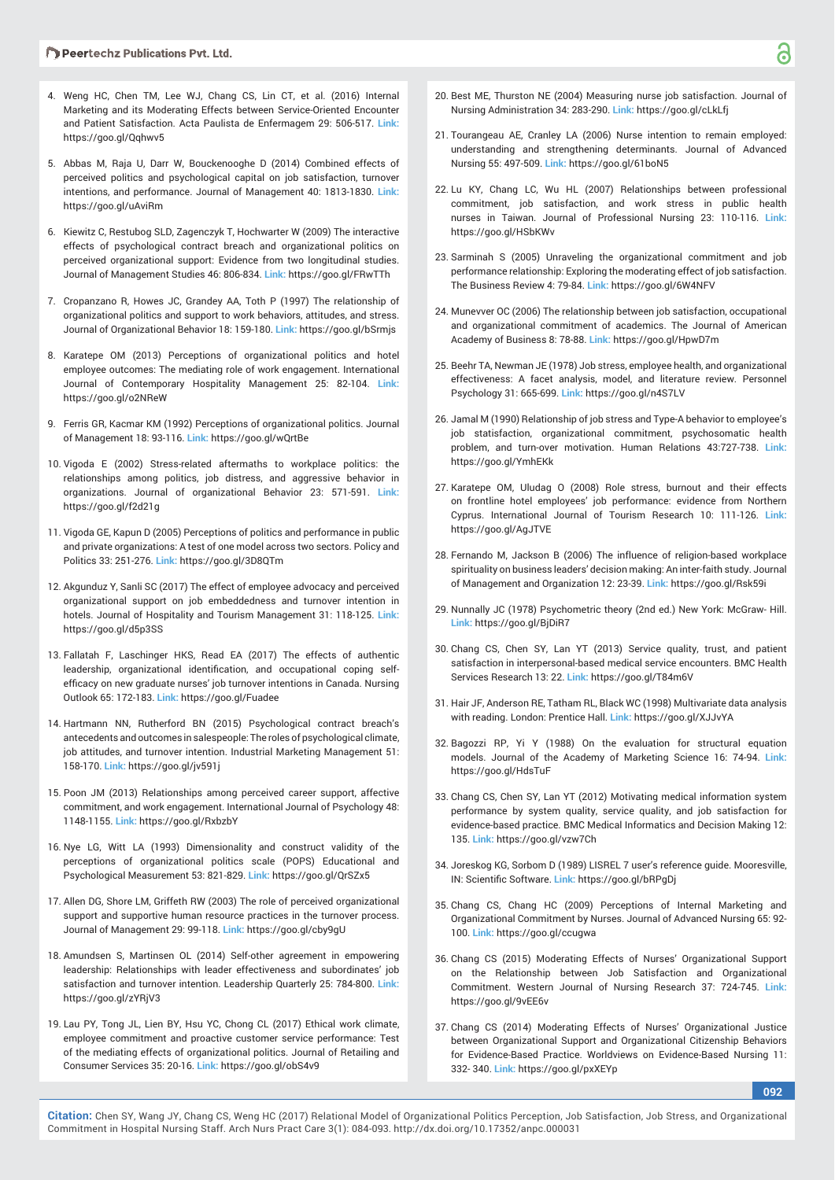4. Weng HC, Chen TM, Lee WJ, Chang CS, Lin CT, et al. (2016) Internal Marketing and its Moderating Effects between Service-Oriented Encounter and Patient Satisfaction. Acta Paulista de Enfermagem 29: 506-517. Link: https://goo.gl/Qqhwv5

5. Abbas M, Raja U, Darr W, Bouckenooghe D (2014) Combined effects of perceived politics and psychological capital on job satisfaction, turnover intentions, and performance. Journal of Management 40: 1813-1830. Link: https://goo.gl/uAviRm

6. Kiewitz C, Restubog SLD, Zagenczyk T, Hochwarter W (2009) The interactive effects of psychological contract breach and organizational politics on perceived organizational support: Evidence from two longitudinal studies. Journal of Management Studies 46: 806-834. Link: https://goo.gl/FRwTTh

7. Cropanzano R, Howes JC, Grandey AA, Toth P (1997) The relationship of organizational politics and support to work behaviors, attitudes, and stress. Journal of Organizational Behavior 18: 159-180. Link: https://goo.gl/bSrmjs

8. Karatepe OM (2013) Perceptions of organizational politics and hotel employee outcomes: The mediating role of work engagement. International Journal of Contemporary Hospitality Management 25: 82-104. Link: https://goo.gl/o2NReW

9. Ferris GR, Kacmar KM (1992) Perceptions of organizational politics. Journal of Management 18: 93-116. Link: https://goo.gl/wQrtBe

10. Vigoda E (2002) Stress-related aftermaths to workplace politics: the relationships among politics, job distress, and aggressive behavior in organizations. Journal of organizational Behavior 23: 571-591. Link: https://goo.gl/f2d21g

11. Vigoda GE, Kapun D (2005) Perceptions of politics and performance in public and private organizations: A test of one model across two sectors. Policy and Politics 33: 251-276. Link: https://goo.gl/3D8QTm

12. Akgunduz Y, Sanli SC (2017) The effect of employee advocacy and perceived organizational support on job embeddedness and turnover intention in hotels. Journal of Hospitality and Tourism Management 31: 118-125. Link: https://goo.gl/d5p3SS

13. Fallatah F, Laschinger HKS, Read EA (2017) The effects of authentic leadership, organizational identification, and occupational coping self-efficacy on new graduate nurses' job turnover intentions in Canada. Nursing Outlook 65: 172-183. Link: https://goo.gl/Fuadee

14. Hartmann NN, Rutherford BN (2015) Psychological contract breach's antecedents and outcomes in salespeople: The roles of psychological climate, job attitudes, and turnover intention. Industrial Marketing Management 51: 158-170. Link: https://goo.gl/jv591j

15. Poon JM (2013) Relationships among perceived career support, affective commitment, and work engagement. International Journal of Psychology 48: 1148-1155. Link: https://goo.gl/RxbzbY

16. Nye LG, Witt LA (1993) Dimensionality and construct validity of the perceptions of organizational politics scale (POPS) Educational and Psychological Measurement 53: 821-829. Link: https://goo.gl/QrSZx5

17. Allen DG, Shore LM, Griffeth RW (2003) The role of perceived organizational support and supportive human resource practices in the turnover process. Journal of Management 29: 99-118. Link: https://goo.gl/cby9gU

18. Amundsen S, Martinsen OL (2014) Self-other agreement in empowering leadership: Relationships with leader effectiveness and subordinates' job satisfaction and turnover intention. Leadership Quarterly 25: 784-800. Link: https://goo.gl/zYRjV3

19. Lau PY, Tong JL, Lien BY, Hsu YC, Chong CL (2017) Ethical work climate, employee commitment and proactive customer service performance: Test of the mediating effects of organizational politics. Journal of Retailing and Consumer Services 35: 20-16. Link: https://goo.gl/obS4v9

20. Best ME, Thurston NE (2004) Measuring nurse job satisfaction. Journal of Nursing Administration 34: 283-290. Link: https://goo.gl/cLkLfj

21. Tourangeau AE, Cranley LA (2006) Nurse intention to remain employed: understanding and strengthening determinants. Journal of Advanced Nursing 55: 497-509. Link: https://goo.gl/61boN5

22. Lu KY, Chang LC, Wu HL (2007) Relationships between professional commitment, job satisfaction, and work stress in public health nurses in Taiwan. Journal of Professional Nursing 23: 110-116. Link: https://goo.gl/HSbKWv

23. Sarminah S (2005) Unraveling the organizational commitment and job performance relationship: Exploring the moderating effect of job satisfaction. The Business Review 4: 79-84. Link: https://goo.gl/6W4NFV

24. Munevver OC (2006) The relationship between job satisfaction, occupational and organizational commitment of academics. The Journal of American Academy of Business 8: 78-88. Link: https://goo.gl/HpwD7m

25. Beehr TA, Newman JE (1978) Job stress, employee health, and organizational effectiveness: A facet analysis, model, and literature review. Personnel Psychology 31: 665-699. Link: https://goo.gl/n4S7LV

26. Jamal M (1990) Relationship of job stress and Type-A behavior to employee's job satisfaction, organizational commitment, psychosomatic health problem, and turn-over motivation. Human Relations 43:727-738. Link: https://goo.gl/YmhEKk

27. Karatepe OM, Uludag O (2008) Role stress, burnout and their effects on frontline hotel employees' job performance: evidence from Northern Cyprus. International Journal of Tourism Research 10: 111-126. Link: https://goo.gl/AgJTVE

28. Fernando M, Jackson B (2006) The influence of religion-based workplace spirituality on business leaders' decision making: An inter-faith study. Journal of Management and Organization 12: 23-39. Link: https://goo.gl/Rsk59i

29. Nunnally JC (1978) Psychometric theory (2nd ed.) New York: McGraw- Hill. Link: https://goo.gl/BjDiR7

30. Chang CS, Chen SY, Lan YT (2013) Service quality, trust, and patient satisfaction in interpersonal-based medical service encounters. BMC Health Services Research 13: 22. Link: https://goo.gl/T84m6V

31. Hair JF, Anderson RE, Tatham RL, Black WC (1998) Multivariate data analysis with reading. London: Prentice Hall. Link: https://goo.gl/XJJvYA

32. Bagozzi RP, Yi Y (1988) On the evaluation for structural equation models. Journal of the Academy of Marketing Science 16: 74-94. Link: https://goo.gl/HdsTuF

33. Chang CS, Chen SY, Lan YT (2012) Motivating medical information system performance by system quality, service quality, and job satisfaction for evidence-based practice. BMC Medical Informatics and Decision Making 12: 135. Link: https://goo.gl/vzw7Ch

34. Joreskog KG, Sorbom D (1989) LISREL 7 user's reference guide. Mooresville, IN: Scientific Software. Link: https://goo.gl/bRPgDj

35. Chang CS, Chang HC (2009) Perceptions of Internal Marketing and Organizational Commitment by Nurses. Journal of Advanced Nursing 65: 92-100. Link: https://goo.gl/ccugwa

36. Chang CS (2015) Moderating Effects of Nurses' Organizational Support on the Relationship between Job Satisfaction and Organizational Commitment. Western Journal of Nursing Research 37: 724-745. Link: https://goo.gl/9vEE6v

37. Chang CS (2014) Moderating Effects of Nurses' Organizational Justice between Organizational Support and Organizational Citizenship Behaviors for Evidence-Based Practice. Worldviews on Evidence-Based Nursing 11: 332- 340. Link: https://goo.gl/pxXEYp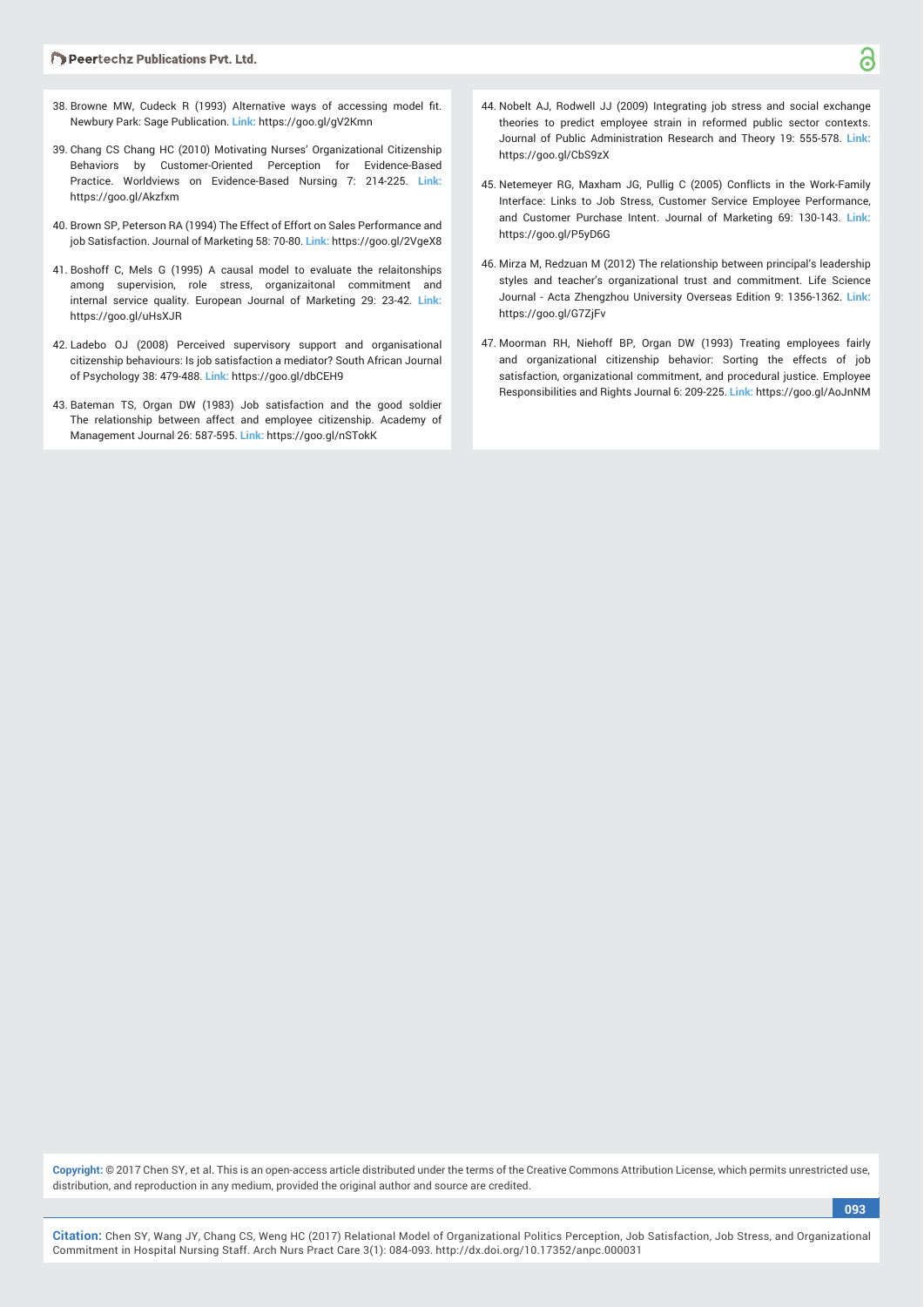38. Browne MW, Cudeck R (1993) Alternative ways of accessing model fit. Newbury Park: Sage Publication. **Link:** https://goo.gl/gV2Kmn

39. Chang CS Chang HC (2010) Motivating Nurses' Organizational Citizenship Behaviors by Customer-Oriented Perception for Evidence-Based Practice. Worldviews on Evidence-Based Nursing 7: 214-225. **Link:** https://goo.gl/Akzfxm

40. Brown SP, Peterson RA (1994) The Effect of Effort on Sales Performance and job Satisfaction. Journal of Marketing 58: 70-80. **Link:** https://goo.gl/2VgeX8

41. Boshoff C, Mels G (1995) A causal model to evaluate the relaitonships among supervision, role stress, organizaitonal commitment and internal service quality. European Journal of Marketing 29: 23-42. **Link:** https://goo.gl/uHsXJR

42. Ladebo OJ (2008) Perceived supervisory support and organisational citizenship behaviours: Is job satisfaction a mediator? South African Journal of Psychology 38: 479-488. **Link:** https://goo.gl/dbCEH9

43. Bateman TS, Organ DW (1983) Job satisfaction and the good soldier The relationship between affect and employee citizenship. Academy of Management Journal 26: 587-595. **Link:** https://goo.gl/nSTokK

44. Nobelt AJ, Rodwell JJ (2009) Integrating job stress and social exchange theories to predict employee strain in reformed public sector contexts. Journal of Public Administration Research and Theory 19: 555-578. **Link:** https://goo.gl/CbS9zX

45. Netemeyer RG, Maxham JG, Pullig C (2005) Conflicts in the Work-Family Interface: Links to Job Stress, Customer Service Employee Performance, and Customer Purchase Intent. Journal of Marketing 69: 130-143. **Link:** https://goo.gl/P5yD6G

46. Mirza M, Redzuan M (2012) The relationship between principal's leadership styles and teacher's organizational trust and commitment. Life Science Journal - Acta Zhengzhou University Overseas Edition 9: 1356-1362. **Link:** https://goo.gl/G7ZjFv

47. Moorman RH, Niehoff BP, Organ DW (1993) Treating employees fairly and organizational citizenship behavior: Sorting the effects of job satisfaction, organizational commitment, and procedural justice. Employee Responsibilities and Rights Journal 6: 209-225. **Link:** https://goo.gl/AoJnNM

**Copyright:** © 2017 Chen SY, et al. This is an open-access article distributed under the terms of the Creative Commons Attribution License, which permits unrestricted use, distribution, and reproduction in any medium, provided the original author and source are credited.